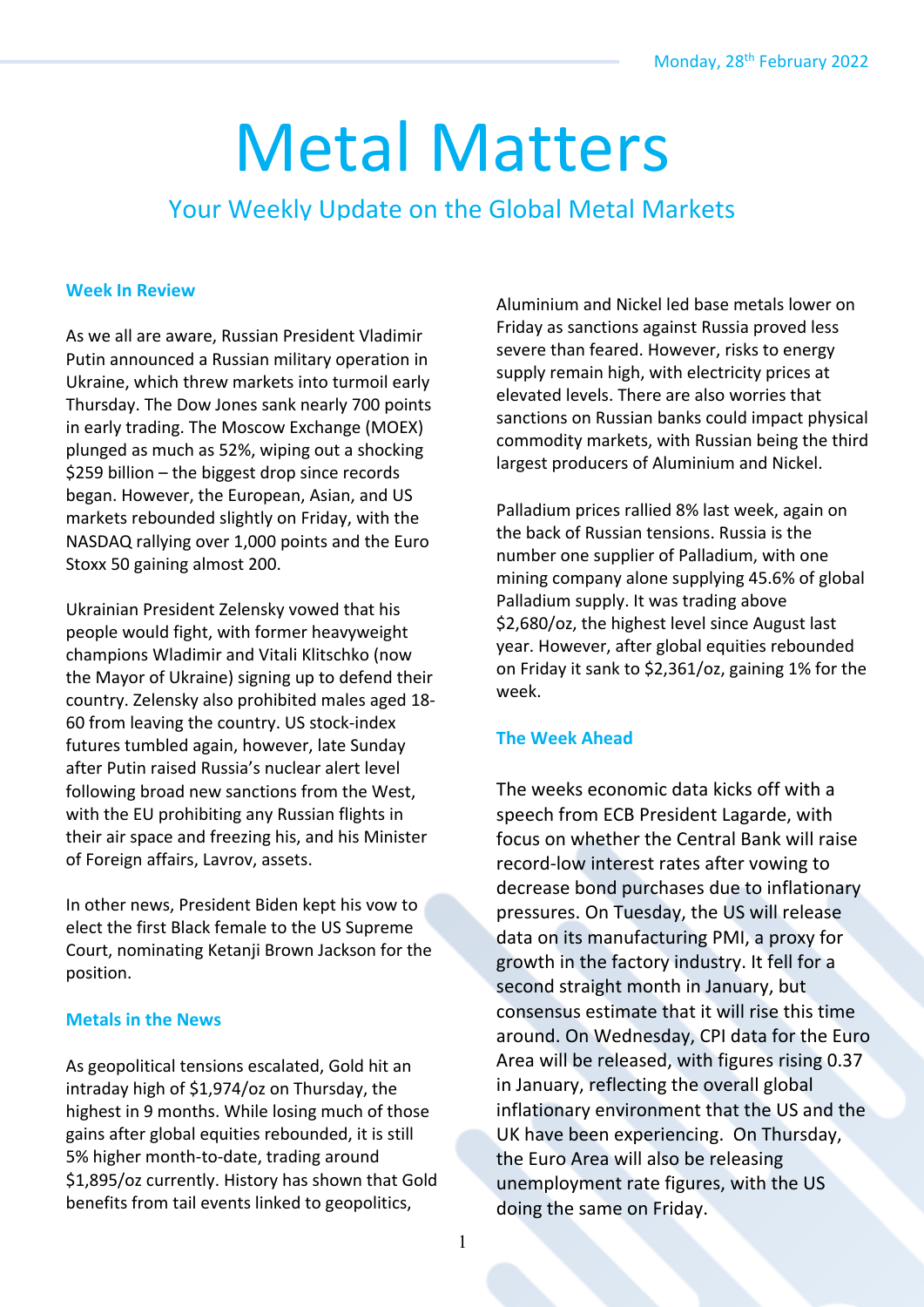Monday, 28th February 2022

# Metal Matters

## Your Weekly Update on the Global Metal Markets

### Week In Review

As we all are aware, Russian President Vladimir Putin announced a Russian military operation in Ukraine, which threw markets into turmoil early Thursday. The Dow Jones sank nearly 700 points in early trading. The Moscow Exchange (MOEX) plunged as much as 52%, wiping out a shocking $259 billion – the biggest drop since records began. However, the European, Asian, and US markets rebounded slightly on Friday, with the NASDAQ rallying over 1,000 points and the Euro Stoxx 50 gaining almost 200.

Ukrainian President Zelensky vowed that his people would fight, with former heavyweight champions Wladimir and Vitali Klitschko (now the Mayor of Ukraine) signing up to defend their country. Zelensky also prohibited males aged 18-60 from leaving the country. US stock-index futures tumbled again, however, late Sunday after Putin raised Russia's nuclear alert level following broad new sanctions from the West, with the EU prohibiting any Russian flights in their air space and freezing his, and his Minister of Foreign affairs, Lavrov, assets.

In other news, President Biden kept his vow to elect the first Black female to the US Supreme Court, nominating Ketanji Brown Jackson for the position.

### Metals in the News

As geopolitical tensions escalated, Gold hit an intraday high of $1,974/oz on Thursday, the highest in 9 months. While losing much of those gains after global equities rebounded, it is still 5% higher month-to-date, trading around $1,895/oz currently. History has shown that Gold benefits from tail events linked to geopolitics,

Aluminium and Nickel led base metals lower on Friday as sanctions against Russia proved less severe than feared. However, risks to energy supply remain high, with electricity prices at elevated levels. There are also worries that sanctions on Russian banks could impact physical commodity markets, with Russian being the third largest producers of Aluminium and Nickel.

Palladium prices rallied 8% last week, again on the back of Russian tensions. Russia is the number one supplier of Palladium, with one mining company alone supplying 45.6% of global Palladium supply. It was trading above $2,680/oz, the highest level since August last year. However, after global equities rebounded on Friday it sank to $2,361/oz, gaining 1% for the week.

### The Week Ahead

The weeks economic data kicks off with a speech from ECB President Lagarde, with focus on whether the Central Bank will raise record-low interest rates after vowing to decrease bond purchases due to inflationary pressures. On Tuesday, the US will release data on its manufacturing PMI, a proxy for growth in the factory industry. It fell for a second straight month in January, but consensus estimate that it will rise this time around. On Wednesday, CPI data for the Euro Area will be released, with figures rising 0.37 in January, reflecting the overall global inflationary environment that the US and the UK have been experiencing. On Thursday, the Euro Area will also be releasing unemployment rate figures, with the US doing the same on Friday.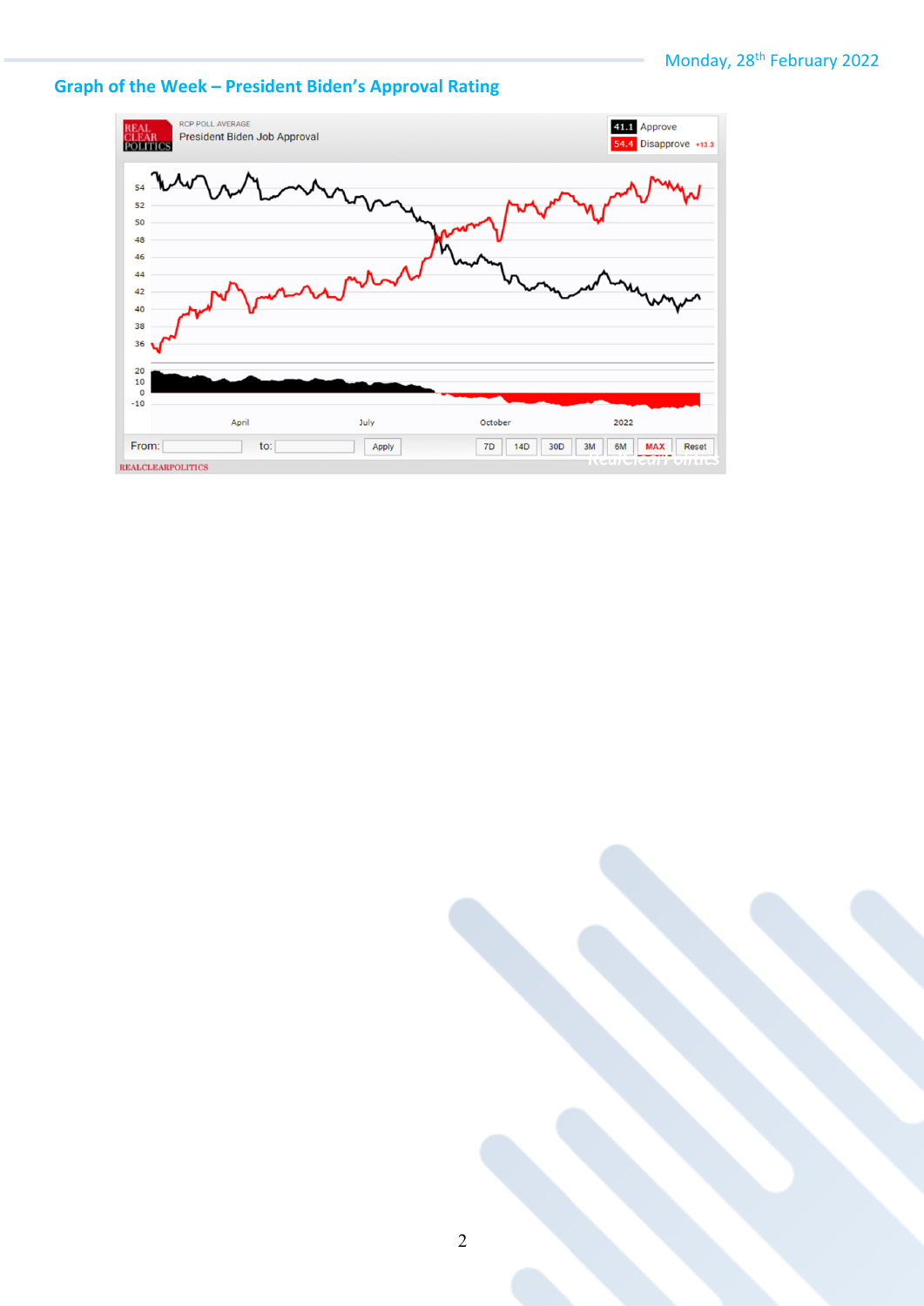Monday, 28th February 2022

## Graph of the Week – President Biden's Approval Rating

RCP POLL AVERAGE
President Biden Job Approval

41.1 Approve
54.4 Disapprove +13.3

From: to: Apply 7D 14D 30D 3M 6M MAX Reset

REALCLEARPOLITICS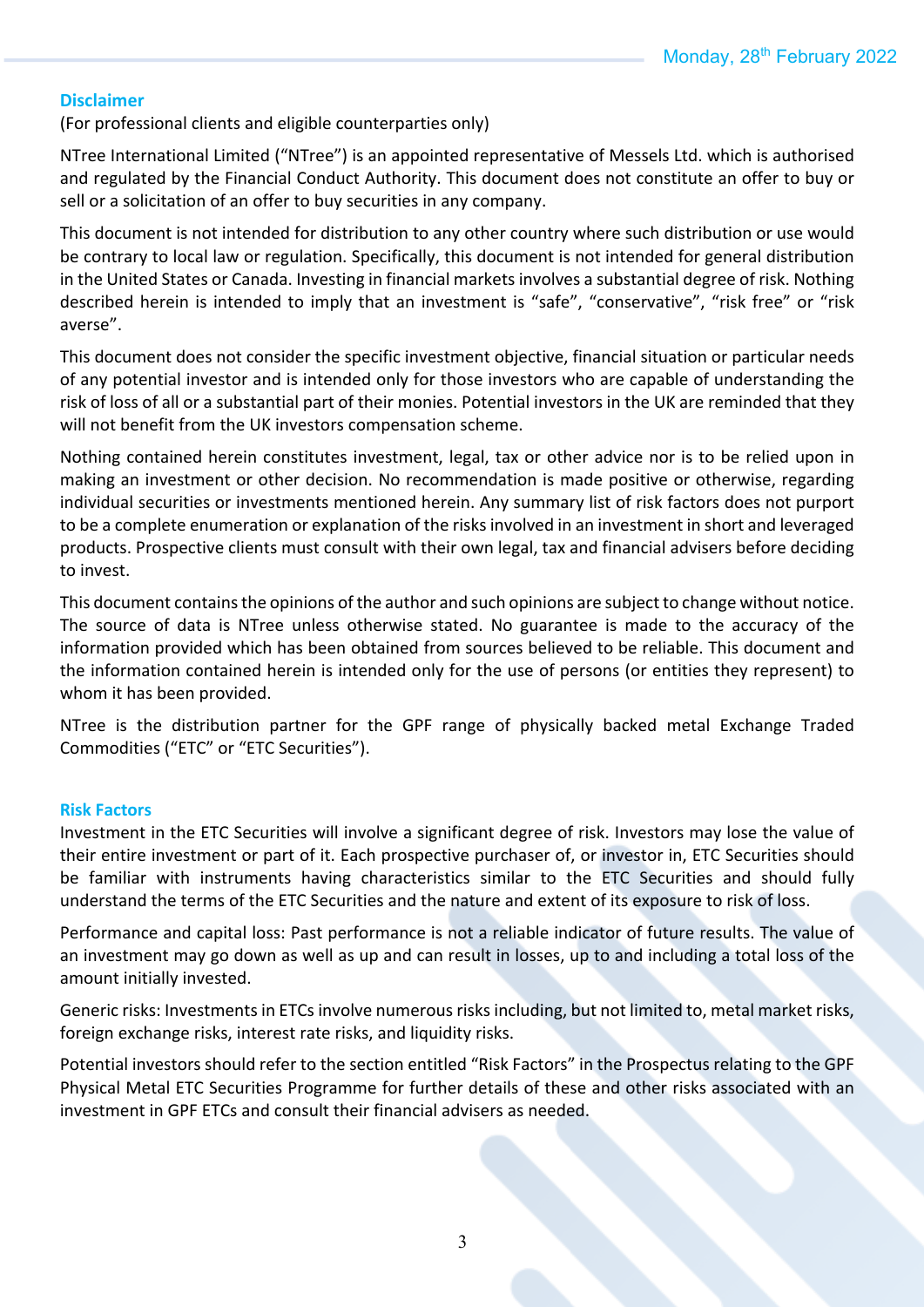## Disclaimer

(For professional clients and eligible counterparties only)

NTree International Limited ("NTree") is an appointed representative of Messels Ltd. which is authorised and regulated by the Financial Conduct Authority. This document does not constitute an offer to buy or sell or a solicitation of an offer to buy securities in any company.

This document is not intended for distribution to any other country where such distribution or use would be contrary to local law or regulation. Specifically, this document is not intended for general distribution in the United States or Canada. Investing in financial markets involves a substantial degree of risk. Nothing described herein is intended to imply that an investment is "safe", "conservative", "risk free" or "risk averse".

This document does not consider the specific investment objective, financial situation or particular needs of any potential investor and is intended only for those investors who are capable of understanding the risk of loss of all or a substantial part of their monies. Potential investors in the UK are reminded that they will not benefit from the UK investors compensation scheme.

Nothing contained herein constitutes investment, legal, tax or other advice nor is to be relied upon in making an investment or other decision. No recommendation is made positive or otherwise, regarding individual securities or investments mentioned herein. Any summary list of risk factors does not purport to be a complete enumeration or explanation of the risks involved in an investment in short and leveraged products. Prospective clients must consult with their own legal, tax and financial advisers before deciding to invest.

This document contains the opinions of the author and such opinions are subject to change without notice. The source of data is NTree unless otherwise stated. No guarantee is made to the accuracy of the information provided which has been obtained from sources believed to be reliable. This document and the information contained herein is intended only for the use of persons (or entities they represent) to whom it has been provided.

NTree is the distribution partner for the GPF range of physically backed metal Exchange Traded Commodities ("ETC" or "ETC Securities").

## Risk Factors

Investment in the ETC Securities will involve a significant degree of risk. Investors may lose the value of their entire investment or part of it. Each prospective purchaser of, or investor in, ETC Securities should be familiar with instruments having characteristics similar to the ETC Securities and should fully understand the terms of the ETC Securities and the nature and extent of its exposure to risk of loss.

Performance and capital loss: Past performance is not a reliable indicator of future results. The value of an investment may go down as well as up and can result in losses, up to and including a total loss of the amount initially invested.

Generic risks: Investments in ETCs involve numerous risks including, but not limited to, metal market risks, foreign exchange risks, interest rate risks, and liquidity risks.

Potential investors should refer to the section entitled "Risk Factors" in the Prospectus relating to the GPF Physical Metal ETC Securities Programme for further details of these and other risks associated with an investment in GPF ETCs and consult their financial advisers as needed.